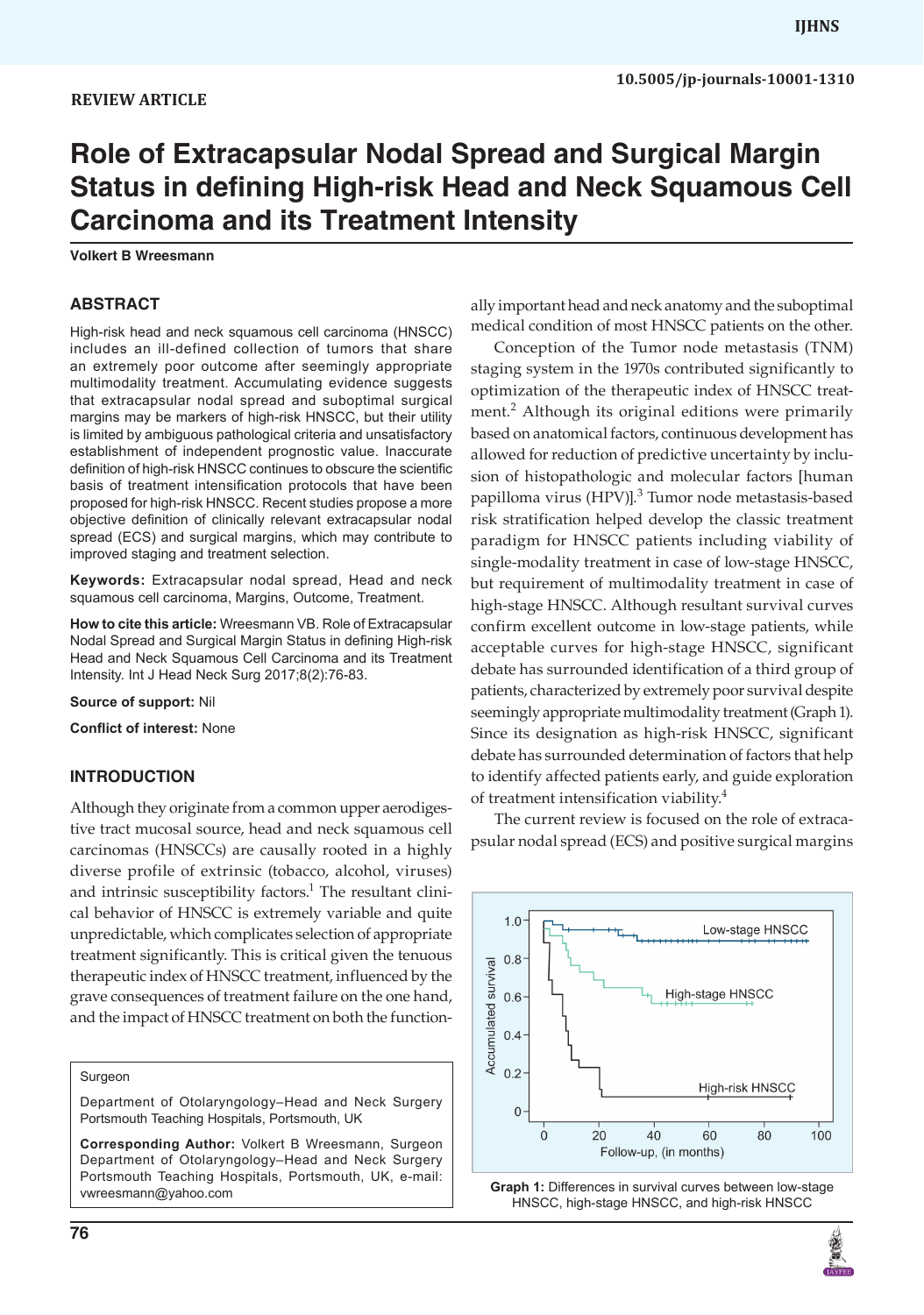REVIEW ARTICLE

10.5005/jp-journals-10001-1310

# Role of Extracapsular Nodal Spread and Surgical Margin Status in defining High-risk Head and Neck Squamous Cell Carcinoma and its Treatment Intensity

**Volkert B Wreesmann**

## ABSTRACT

High-risk head and neck squamous cell carcinoma (HNSCC) includes an ill-defined collection of tumors that share an extremely poor outcome after seemingly appropriate multimodality treatment. Accumulating evidence suggests that extracapsular nodal spread and suboptimal surgical margins may be markers of high-risk HNSCC, but their utility is limited by ambiguous pathological criteria and unsatisfactory establishment of independent prognostic value. Inaccurate definition of high-risk HNSCC continues to obscure the scientific basis of treatment intensification protocols that have been proposed for high-risk HNSCC. Recent studies propose a more objective definition of clinically relevant extracapsular nodal spread (ECS) and surgical margins, which may contribute to improved staging and treatment selection.

**Keywords:** Extracapsular nodal spread, Head and neck squamous cell carcinoma, Margins, Outcome, Treatment.

**How to cite this article:** Wreesmann VB. Role of Extracapsular Nodal Spread and Surgical Margin Status in defining High-risk Head and Neck Squamous Cell Carcinoma and its Treatment Intensity. Int J Head Neck Surg 2017;8(2):76-83.

**Source of support:** Nil

**Conflict of interest:** None

## INTRODUCTION

Although they originate from a common upper aerodigestive tract mucosal source, head and neck squamous cell carcinomas (HNSCCs) are causally rooted in a highly diverse profile of extrinsic (tobacco, alcohol, viruses) and intrinsic susceptibility factors.[1] The resultant clinical behavior of HNSCC is extremely variable and quite unpredictable, which complicates selection of appropriate treatment significantly. This is critical given the tenuous therapeutic index of HNSCC treatment, influenced by the grave consequences of treatment failure on the one hand, and the impact of HNSCC treatment on both the functionally important head and neck anatomy and the suboptimal medical condition of most HNSCC patients on the other.

Conception of the Tumor node metastasis (TNM) staging system in the 1970s contributed significantly to optimization of the therapeutic index of HNSCC treatment.[2] Although its original editions were primarily based on anatomical factors, continuous development has allowed for reduction of predictive uncertainty by inclusion of histopathologic and molecular factors [human papilloma virus (HPV)].[3] Tumor node metastasis-based risk stratification helped develop the classic treatment paradigm for HNSCC patients including viability of single-modality treatment in case of low-stage HNSCC, but requirement of multimodality treatment in case of high-stage HNSCC. Although resultant survival curves confirm excellent outcome in low-stage patients, while acceptable curves for high-stage HNSCC, significant debate has surrounded identification of a third group of patients, characterized by extremely poor survival despite seemingly appropriate multimodality treatment (Graph 1). Since its designation as high-risk HNSCC, significant debate has surrounded determination of factors that help to identify affected patients early, and guide exploration of treatment intensification viability.[4]

The current review is focused on the role of extracapsular nodal spread (ECS) and positive surgical margins

1.0
0.8
0.6
0.4
0.2
0
Accumulated survival
0 20 40 60 80 100
Follow-up, (in months)
Low-stage HNSCC
High-stage HNSCC
High-risk HNSCC

**Graph 1:** Differences in survival curves between low-stage HNSCC, high-stage HNSCC, and high-risk HNSCC

Surgeon

Department of Otolaryngology–Head and Neck Surgery Portsmouth Teaching Hospitals, Portsmouth, UK

**Corresponding Author:** Volkert B Wreesmann, Surgeon Department of Otolaryngology–Head and Neck Surgery Portsmouth Teaching Hospitals, Portsmouth, UK, e-mail: vwreesmann@yahoo.com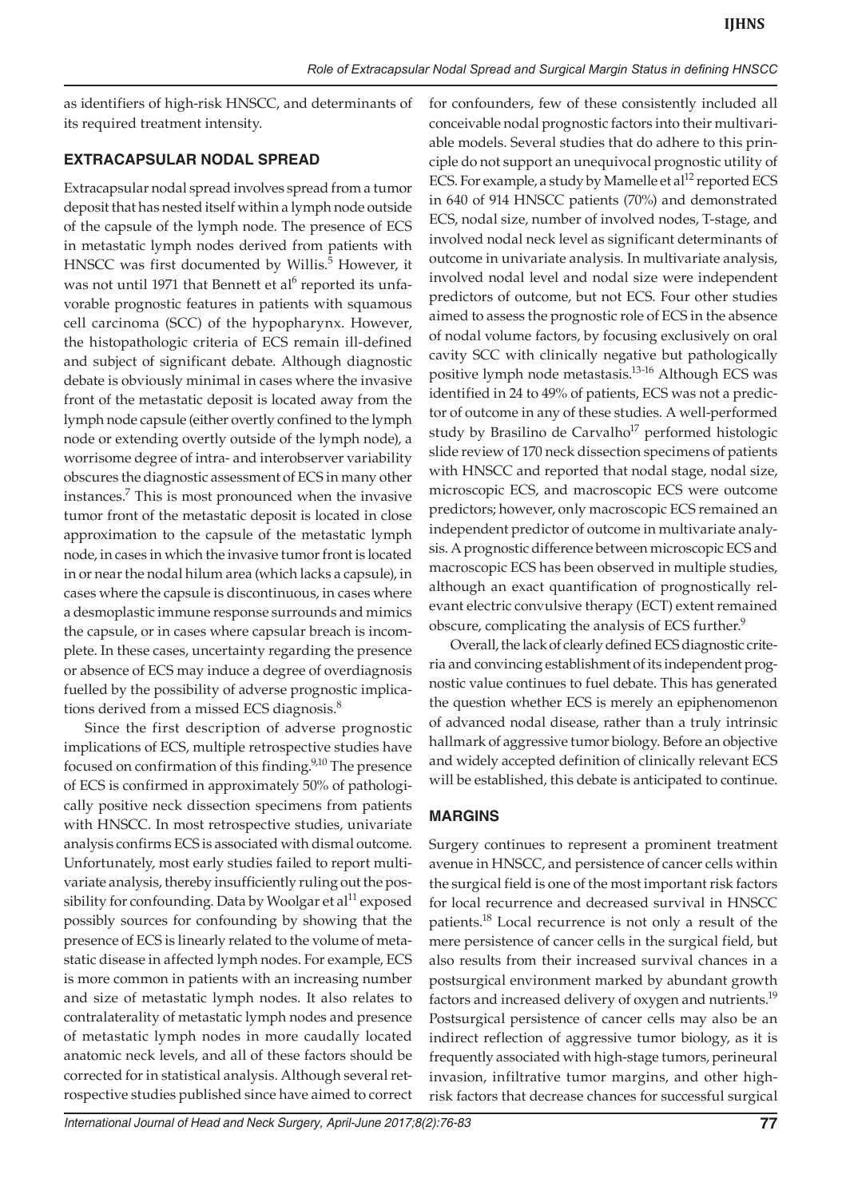as identifiers of high-risk HNSCC, and determinants of its required treatment intensity.

## EXTRACAPSULAR NODAL SPREAD

Extracapsular nodal spread involves spread from a tumor deposit that has nested itself within a lymph node outside of the capsule of the lymph node. The presence of ECS in metastatic lymph nodes derived from patients with HNSCC was first documented by Willis.[5] However, it was not until 1971 that Bennett et al[6] reported its unfavorable prognostic features in patients with squamous cell carcinoma (SCC) of the hypopharynx. However, the histopathologic criteria of ECS remain ill-defined and subject of significant debate. Although diagnostic debate is obviously minimal in cases where the invasive front of the metastatic deposit is located away from the lymph node capsule (either overtly confined to the lymph node or extending overtly outside of the lymph node), a worrisome degree of intra- and interobserver variability obscures the diagnostic assessment of ECS in many other instances.[7] This is most pronounced when the invasive tumor front of the metastatic deposit is located in close approximation to the capsule of the metastatic lymph node, in cases in which the invasive tumor front is located in or near the nodal hilum area (which lacks a capsule), in cases where the capsule is discontinuous, in cases where a desmoplastic immune response surrounds and mimics the capsule, or in cases where capsular breach is incomplete. In these cases, uncertainty regarding the presence or absence of ECS may induce a degree of overdiagnosis fuelled by the possibility of adverse prognostic implications derived from a missed ECS diagnosis.[8]

Since the first description of adverse prognostic implications of ECS, multiple retrospective studies have focused on confirmation of this finding.[9,10] The presence of ECS is confirmed in approximately 50% of pathologically positive neck dissection specimens from patients with HNSCC. In most retrospective studies, univariate analysis confirms ECS is associated with dismal outcome. Unfortunately, most early studies failed to report multivariate analysis, thereby insufficiently ruling out the possibility for confounding. Data by Woolgar et al[11] exposed possibly sources for confounding by showing that the presence of ECS is linearly related to the volume of metastatic disease in affected lymph nodes. For example, ECS is more common in patients with an increasing number and size of metastatic lymph nodes. It also relates to contralaterality of metastatic lymph nodes and presence of metastatic lymph nodes in more caudally located anatomic neck levels, and all of these factors should be corrected for in statistical analysis. Although several retrospective studies published since have aimed to correct for confounders, few of these consistently included all conceivable nodal prognostic factors into their multivariable models. Several studies that do adhere to this principle do not support an unequivocal prognostic utility of ECS. For example, a study by Mamelle et al[12] reported ECS in 640 of 914 HNSCC patients (70%) and demonstrated ECS, nodal size, number of involved nodes, T-stage, and involved nodal neck level as significant determinants of outcome in univariate analysis. In multivariate analysis, involved nodal level and nodal size were independent predictors of outcome, but not ECS. Four other studies aimed to assess the prognostic role of ECS in the absence of nodal volume factors, by focusing exclusively on oral cavity SCC with clinically negative but pathologically positive lymph node metastasis.[13-16] Although ECS was identified in 24 to 49% of patients, ECS was not a predictor of outcome in any of these studies. A well-performed study by Brasilino de Carvalho[17] performed histologic slide review of 170 neck dissection specimens of patients with HNSCC and reported that nodal stage, nodal size, microscopic ECS, and macroscopic ECS were outcome predictors; however, only macroscopic ECS remained an independent predictor of outcome in multivariate analysis. A prognostic difference between microscopic ECS and macroscopic ECS has been observed in multiple studies, although an exact quantification of prognostically relevant electric convulsive therapy (ECT) extent remained obscure, complicating the analysis of ECS further.[9]

Overall, the lack of clearly defined ECS diagnostic criteria and convincing establishment of its independent prognostic value continues to fuel debate. This has generated the question whether ECS is merely an epiphenomenon of advanced nodal disease, rather than a truly intrinsic hallmark of aggressive tumor biology. Before an objective and widely accepted definition of clinically relevant ECS will be established, this debate is anticipated to continue.

## MARGINS

Surgery continues to represent a prominent treatment avenue in HNSCC, and persistence of cancer cells within the surgical field is one of the most important risk factors for local recurrence and decreased survival in HNSCC patients.[18] Local recurrence is not only a result of the mere persistence of cancer cells in the surgical field, but also results from their increased survival chances in a postsurgical environment marked by abundant growth factors and increased delivery of oxygen and nutrients.[19] Postsurgical persistence of cancer cells may also be an indirect reflection of aggressive tumor biology, as it is frequently associated with high-stage tumors, perineural invasion, infiltrative tumor margins, and other high-risk factors that decrease chances for successful surgical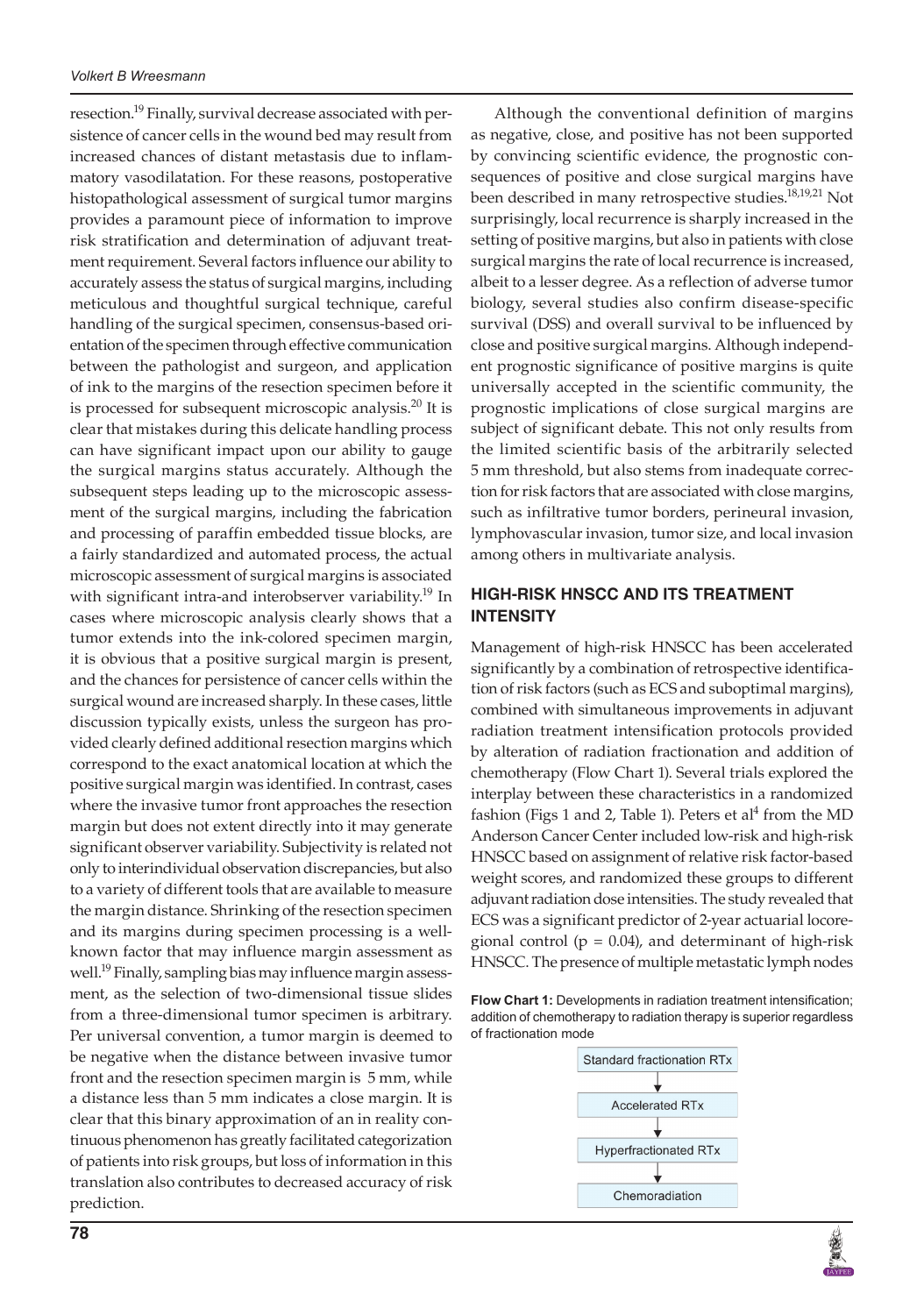resection.[19] Finally, survival decrease associated with persistence of cancer cells in the wound bed may result from increased chances of distant metastasis due to inflammatory vasodilatation. For these reasons, postoperative histopathological assessment of surgical tumor margins provides a paramount piece of information to improve risk stratification and determination of adjuvant treatment requirement. Several factors influence our ability to accurately assess the status of surgical margins, including meticulous and thoughtful surgical technique, careful handling of the surgical specimen, consensus-based orientation of the specimen through effective communication between the pathologist and surgeon, and application of ink to the margins of the resection specimen before it is processed for subsequent microscopic analysis.[20] It is clear that mistakes during this delicate handling process can have significant impact upon our ability to gauge the surgical margins status accurately. Although the subsequent steps leading up to the microscopic assessment of the surgical margins, including the fabrication and processing of paraffin embedded tissue blocks, are a fairly standardized and automated process, the actual microscopic assessment of surgical margins is associated with significant intra-and interobserver variability.[19] In cases where microscopic analysis clearly shows that a tumor extends into the ink-colored specimen margin, it is obvious that a positive surgical margin is present, and the chances for persistence of cancer cells within the surgical wound are increased sharply. In these cases, little discussion typically exists, unless the surgeon has provided clearly defined additional resection margins which correspond to the exact anatomical location at which the positive surgical margin was identified. In contrast, cases where the invasive tumor front approaches the resection margin but does not extent directly into it may generate significant observer variability. Subjectivity is related not only to interindividual observation discrepancies, but also to a variety of different tools that are available to measure the margin distance. Shrinking of the resection specimen and its margins during specimen processing is a well-known factor that may influence margin assessment as well.[19] Finally, sampling bias may influence margin assessment, as the selection of two-dimensional tissue slides from a three-dimensional tumor specimen is arbitrary. Per universal convention, a tumor margin is deemed to be negative when the distance between invasive tumor front and the resection specimen margin is  5 mm, while a distance less than 5 mm indicates a close margin. It is clear that this binary approximation of an in reality continuous phenomenon has greatly facilitated categorization of patients into risk groups, but loss of information in this translation also contributes to decreased accuracy of risk prediction.

Although the conventional definition of margins as negative, close, and positive has not been supported by convincing scientific evidence, the prognostic consequences of positive and close surgical margins have been described in many retrospective studies.[18,19,21] Not surprisingly, local recurrence is sharply increased in the setting of positive margins, but also in patients with close surgical margins the rate of local recurrence is increased, albeit to a lesser degree. As a reflection of adverse tumor biology, several studies also confirm disease-specific survival (DSS) and overall survival to be influenced by close and positive surgical margins. Although independent prognostic significance of positive margins is quite universally accepted in the scientific community, the prognostic implications of close surgical margins are subject of significant debate. This not only results from the limited scientific basis of the arbitrarily selected 5 mm threshold, but also stems from inadequate correction for risk factors that are associated with close margins, such as infiltrative tumor borders, perineural invasion, lymphovascular invasion, tumor size, and local invasion among others in multivariate analysis.

## HIGH-RISK HNSCC AND ITS TREATMENT INTENSITY

Management of high-risk HNSCC has been accelerated significantly by a combination of retrospective identification of risk factors (such as ECS and suboptimal margins), combined with simultaneous improvements in adjuvant radiation treatment intensification protocols provided by alteration of radiation fractionation and addition of chemotherapy (Flow Chart 1). Several trials explored the interplay between these characteristics in a randomized fashion (Figs 1 and 2, Table 1). Peters et al[4] from the MD Anderson Cancer Center included low-risk and high-risk HNSCC based on assignment of relative risk factor-based weight scores, and randomized these groups to different adjuvant radiation dose intensities. The study revealed that ECS was a significant predictor of 2-year actuarial locoregional control ($p = 0.04$), and determinant of high-risk HNSCC. The presence of multiple metastatic lymph nodes

**Flow Chart 1:** Developments in radiation treatment intensification; addition of chemotherapy to radiation therapy is superior regardless of fractionation mode

Standard fractionation RTx
↓
Accelerated RTx
↓
Hyperfractionated RTx
↓
Chemoradiation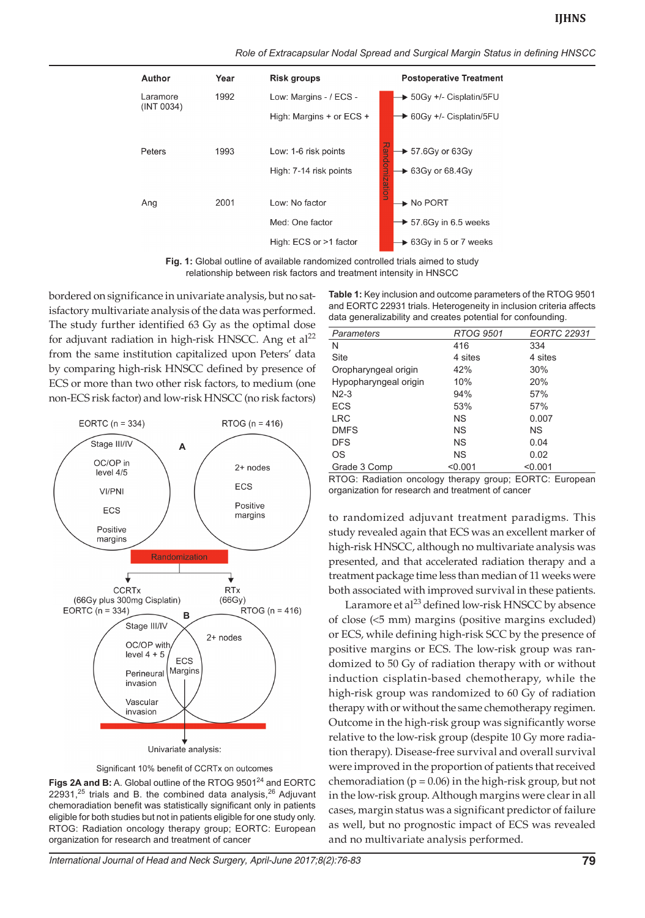| Author | Year | Risk groups | Postoperative Treatment |
|---|---|---|---|
| Laramore (INT 0034) | 1992 | Low: Margins - / ECS - | 50Gy +/- Cisplatin/5FU |
| | | High: Margins + or ECS + | 60Gy +/- Cisplatin/5FU |
| Peters | 1993 | Low: 1-6 risk points | 57.6Gy or 63Gy |
| | | High: 7-14 risk points | 63Gy or 68.4Gy |
| Ang | 2001 | Low: No factor | No PORT |
| | | Med: One factor | 57.6Gy in 6.5 weeks |
| | | High: ECS or >1 factor | 63Gy in 5 or 7 weeks |

Randomization

**Fig. 1:** Global outline of available randomized controlled trials aimed to study relationship between risk factors and treatment intensity in HNSCC

bordered on significance in univariate analysis, but no satisfactory multivariate analysis of the data was performed. The study further identified 63 Gy as the optimal dose for adjuvant radiation in high-risk HNSCC. Ang et al[22] from the same institution capitalized upon Peters' data by comparing high-risk HNSCC defined by presence of ECS or more than two other risk factors, to medium (one non-ECS risk factor) and low-risk HNSCC (no risk factors)

EORTC (n = 334)
RTOG (n = 416)
A
Stage III/IV
OC/OP in level 4/5
VI/PNI
ECS
Positive margins
2+ nodes
ECS
Positive margins
Randomization
CCRTx
(66Gy plus 300mg Cisplatin)
RTx
(66Gy)
EORTC (n = 334)
RTOG (n = 416)
B
Stage III/IV
OC/OP with level 4 + 5
Perineural invasion
Vascular invasion
ECS
Margins
2+ nodes
Univariate analysis:
Significant 10% benefit of CCRTx on outcomes

**Figs 2A and B:** A. Global outline of the RTOG 9501[24] and EORTC 22931,[25] trials and B. the combined data analysis,[26] Adjuvant chemoradiation benefit was statistically significant only in patients eligible for both studies but not in patients eligible for one study only. RTOG: Radiation oncology therapy group; EORTC: European organization for research and treatment of cancer

**Table 1:** Key inclusion and outcome parameters of the RTOG 9501 and EORTC 22931 trials. Heterogeneity in inclusion criteria affects data generalizability and creates potential for confounding.

| *Parameters* | *RTOG 9501* | *EORTC 22931* |
|---|---|---|
| N | 416 | 334 |
| Site | 4 sites | 4 sites |
| Oropharyngeal origin | 42% | 30% |
| Hypopharyngeal origin | 10% | 20% |
| N2-3 | 94% | 57% |
| ECS | 53% | 57% |
| LRC | NS | 0.007 |
| DMFS | NS | NS |
| DFS | NS | 0.04 |
| OS | NS | 0.02 |
| Grade 3 Comp | <0.001 | <0.001 |

RTOG: Radiation oncology therapy group; EORTC: European organization for research and treatment of cancer

to randomized adjuvant treatment paradigms. This study revealed again that ECS was an excellent marker of high-risk HNSCC, although no multivariate analysis was presented, and that accelerated radiation therapy and a treatment package time less than median of 11 weeks were both associated with improved survival in these patients.

Laramore et al[23] defined low-risk HNSCC by absence of close (<5 mm) margins (positive margins excluded) or ECS, while defining high-risk SCC by the presence of positive margins or ECS. The low-risk group was randomized to 50 Gy of radiation therapy with or without induction cisplatin-based chemotherapy, while the high-risk group was randomized to 60 Gy of radiation therapy with or without the same chemotherapy regimen. Outcome in the high-risk group was significantly worse relative to the low-risk group (despite 10 Gy more radiation therapy). Disease-free survival and overall survival were improved in the proportion of patients that received chemoradiation ($p = 0.06$) in the high-risk group, but not in the low-risk group. Although margins were clear in all cases, margin status was a significant predictor of failure as well, but no prognostic impact of ECS was revealed and no multivariate analysis performed.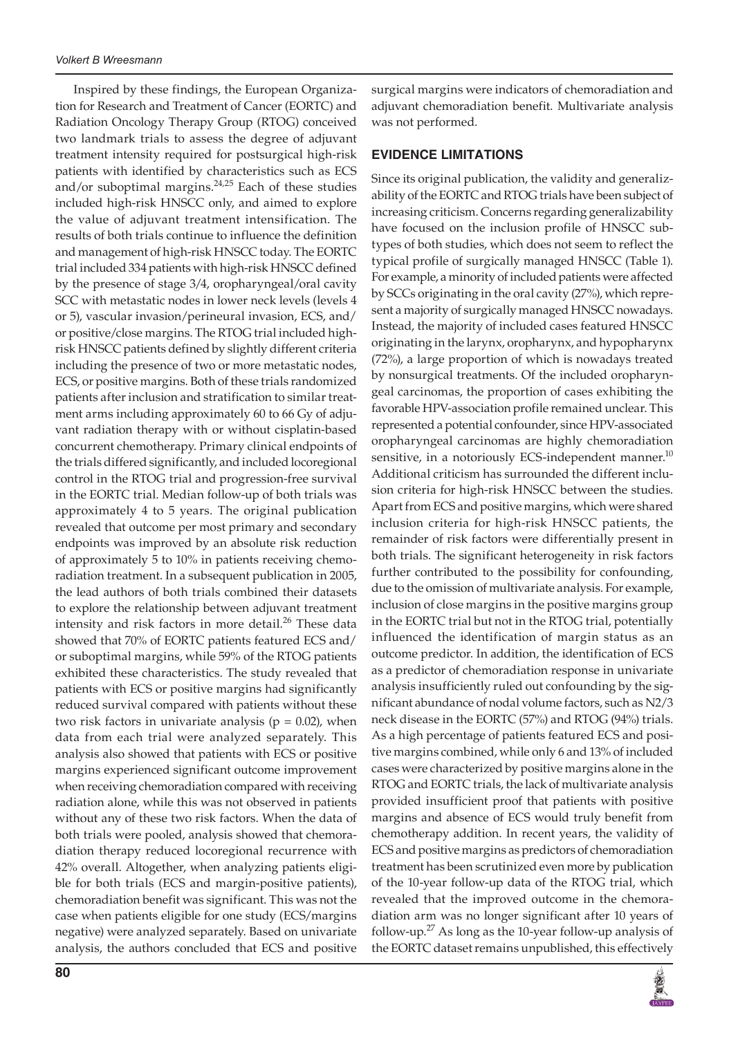Inspired by these findings, the European Organization for Research and Treatment of Cancer (EORTC) and Radiation Oncology Therapy Group (RTOG) conceived two landmark trials to assess the degree of adjuvant treatment intensity required for postsurgical high-risk patients with identified by characteristics such as ECS and/or suboptimal margins.[24,25] Each of these studies included high-risk HNSCC only, and aimed to explore the value of adjuvant treatment intensification. The results of both trials continue to influence the definition and management of high-risk HNSCC today. The EORTC trial included 334 patients with high-risk HNSCC defined by the presence of stage 3/4, oropharyngeal/oral cavity SCC with metastatic nodes in lower neck levels (levels 4 or 5), vascular invasion/perineural invasion, ECS, and/or positive/close margins. The RTOG trial included high-risk HNSCC patients defined by slightly different criteria including the presence of two or more metastatic nodes, ECS, or positive margins. Both of these trials randomized patients after inclusion and stratification to similar treatment arms including approximately 60 to 66 Gy of adjuvant radiation therapy with or without cisplatin-based concurrent chemotherapy. Primary clinical endpoints of the trials differed significantly, and included locoregional control in the RTOG trial and progression-free survival in the EORTC trial. Median follow-up of both trials was approximately 4 to 5 years. The original publication revealed that outcome per most primary and secondary endpoints was improved by an absolute risk reduction of approximately 5 to 10% in patients receiving chemoradiation treatment. In a subsequent publication in 2005, the lead authors of both trials combined their datasets to explore the relationship between adjuvant treatment intensity and risk factors in more detail.[26] These data showed that 70% of EORTC patients featured ECS and/or suboptimal margins, while 59% of the RTOG patients exhibited these characteristics. The study revealed that patients with ECS or positive margins had significantly reduced survival compared with patients without these two risk factors in univariate analysis ($p = 0.02$), when data from each trial were analyzed separately. This analysis also showed that patients with ECS or positive margins experienced significant outcome improvement when receiving chemoradiation compared with receiving radiation alone, while this was not observed in patients without any of these two risk factors. When the data of both trials were pooled, analysis showed that chemoradiation therapy reduced locoregional recurrence with 42% overall. Altogether, when analyzing patients eligible for both trials (ECS and margin-positive patients), chemoradiation benefit was significant. This was not the case when patients eligible for one study (ECS/margins negative) were analyzed separately. Based on univariate analysis, the authors concluded that ECS and positive surgical margins were indicators of chemoradiation and adjuvant chemoradiation benefit. Multivariate analysis was not performed.

## EVIDENCE LIMITATIONS

Since its original publication, the validity and generalizability of the EORTC and RTOG trials have been subject of increasing criticism. Concerns regarding generalizability have focused on the inclusion profile of HNSCC subtypes of both studies, which does not seem to reflect the typical profile of surgically managed HNSCC (Table 1). For example, a minority of included patients were affected by SCCs originating in the oral cavity (27%), which represent a majority of surgically managed HNSCC nowadays. Instead, the majority of included cases featured HNSCC originating in the larynx, oropharynx, and hypopharynx (72%), a large proportion of which is nowadays treated by nonsurgical treatments. Of the included oropharyngeal carcinomas, the proportion of cases exhibiting the favorable HPV-association profile remained unclear. This represented a potential confounder, since HPV-associated oropharyngeal carcinomas are highly chemoradiation sensitive, in a notoriously ECS-independent manner.[10] Additional criticism has surrounded the different inclusion criteria for high-risk HNSCC between the studies. Apart from ECS and positive margins, which were shared inclusion criteria for high-risk HNSCC patients, the remainder of risk factors were differentially present in both trials. The significant heterogeneity in risk factors further contributed to the possibility for confounding, due to the omission of multivariate analysis. For example, inclusion of close margins in the positive margins group in the EORTC trial but not in the RTOG trial, potentially influenced the identification of margin status as an outcome predictor. In addition, the identification of ECS as a predictor of chemoradiation response in univariate analysis insufficiently ruled out confounding by the significant abundance of nodal volume factors, such as N2/3 neck disease in the EORTC (57%) and RTOG (94%) trials. As a high percentage of patients featured ECS and positive margins combined, while only 6 and 13% of included cases were characterized by positive margins alone in the RTOG and EORTC trials, the lack of multivariate analysis provided insufficient proof that patients with positive margins and absence of ECS would truly benefit from chemotherapy addition. In recent years, the validity of ECS and positive margins as predictors of chemoradiation treatment has been scrutinized even more by publication of the 10-year follow-up data of the RTOG trial, which revealed that the improved outcome in the chemoradiation arm was no longer significant after 10 years of follow-up.[27] As long as the 10-year follow-up analysis of the EORTC dataset remains unpublished, this effectively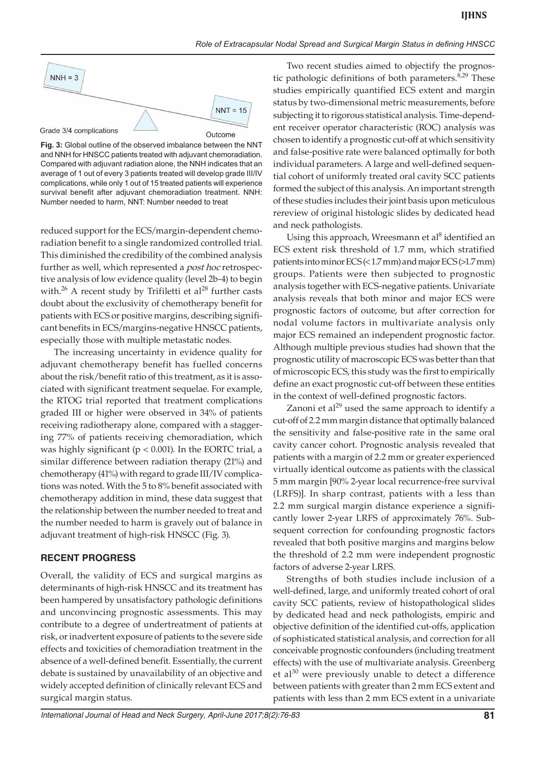NNH = 3

NNT = 15

Grade 3/4 complications

Outcome

**Fig. 3:** Global outline of the observed imbalance between the NNT and NNH for HNSCC patients treated with adjuvant chemoradiation. Compared with adjuvant radiation alone, the NNH indicates that an average of 1 out of every 3 patients treated will develop grade III/IV complications, while only 1 out of 15 treated patients will experience survival benefit after adjuvant chemoradiation treatment. NNH: Number needed to harm, NNT: Number needed to treat

reduced support for the ECS/margin-dependent chemoradiation benefit to a single randomized controlled trial. This diminished the credibility of the combined analysis further as well, which represented a *post hoc* retrospective analysis of low evidence quality (level 2b-4) to begin with.[26] A recent study by Trifiletti et al[28] further casts doubt about the exclusivity of chemotherapy benefit for patients with ECS or positive margins, describing significant benefits in ECS/margins-negative HNSCC patients, especially those with multiple metastatic nodes.

The increasing uncertainty in evidence quality for adjuvant chemotherapy benefit has fuelled concerns about the risk/benefit ratio of this treatment, as it is associated with significant treatment sequelae. For example, the RTOG trial reported that treatment complications graded III or higher were observed in 34% of patients receiving radiotherapy alone, compared with a staggering 77% of patients receiving chemoradiation, which was highly significant ($p < 0.001$). In the EORTC trial, a similar difference between radiation therapy (21%) and chemotherapy (41%) with regard to grade III/IV complications was noted. With the 5 to 8% benefit associated with chemotherapy addition in mind, these data suggest that the relationship between the number needed to treat and the number needed to harm is gravely out of balance in adjuvant treatment of high-risk HNSCC (Fig. 3).

## RECENT PROGRESS

Overall, the validity of ECS and surgical margins as determinants of high-risk HNSCC and its treatment has been hampered by unsatisfactory pathologic definitions and unconvincing prognostic assessments. This may contribute to a degree of undertreatment of patients at risk, or inadvertent exposure of patients to the severe side effects and toxicities of chemoradiation treatment in the absence of a well-defined benefit. Essentially, the current debate is sustained by unavailability of an objective and widely accepted definition of clinically relevant ECS and surgical margin status.

Two recent studies aimed to objectify the prognostic pathologic definitions of both parameters.[8,29] These studies empirically quantified ECS extent and margin status by two-dimensional metric measurements, before subjecting it to rigorous statistical analysis. Time-dependent receiver operator characteristic (ROC) analysis was chosen to identify a prognostic cut-off at which sensitivity and false-positive rate were balanced optimally for both individual parameters. A large and well-defined sequential cohort of uniformly treated oral cavity SCC patients formed the subject of this analysis. An important strength of these studies includes their joint basis upon meticulous rereview of original histologic slides by dedicated head and neck pathologists.

Using this approach, Wreesmann et al[8] identified an ECS extent risk threshold of 1.7 mm, which stratified patients into minor ECS (< 1.7 mm) and major ECS (>1.7 mm) groups. Patients were then subjected to prognostic analysis together with ECS-negative patients. Univariate analysis reveals that both minor and major ECS were prognostic factors of outcome, but after correction for nodal volume factors in multivariate analysis only major ECS remained an independent prognostic factor. Although multiple previous studies had shown that the prognostic utility of macroscopic ECS was better than that of microscopic ECS, this study was the first to empirically define an exact prognostic cut-off between these entities in the context of well-defined prognostic factors.

Zanoni et al[29] used the same approach to identify a cut-off of 2.2 mm margin distance that optimally balanced the sensitivity and false-positive rate in the same oral cavity cancer cohort. Prognostic analysis revealed that patients with a margin of 2.2 mm or greater experienced virtually identical outcome as patients with the classical 5 mm margin [90% 2-year local recurrence-free survival (LRFS)]. In sharp contrast, patients with a less than 2.2 mm surgical margin distance experience a significantly lower 2-year LRFS of approximately 76%. Subsequent correction for confounding prognostic factors revealed that both positive margins and margins below the threshold of 2.2 mm were independent prognostic factors of adverse 2-year LRFS.

Strengths of both studies include inclusion of a well-defined, large, and uniformly treated cohort of oral cavity SCC patients, review of histopathological slides by dedicated head and neck pathologists, empiric and objective definition of the identified cut-offs, application of sophisticated statistical analysis, and correction for all conceivable prognostic confounders (including treatment effects) with the use of multivariate analysis. Greenberg et al[30] were previously unable to detect a difference between patients with greater than 2 mm ECS extent and patients with less than 2 mm ECS extent in a univariate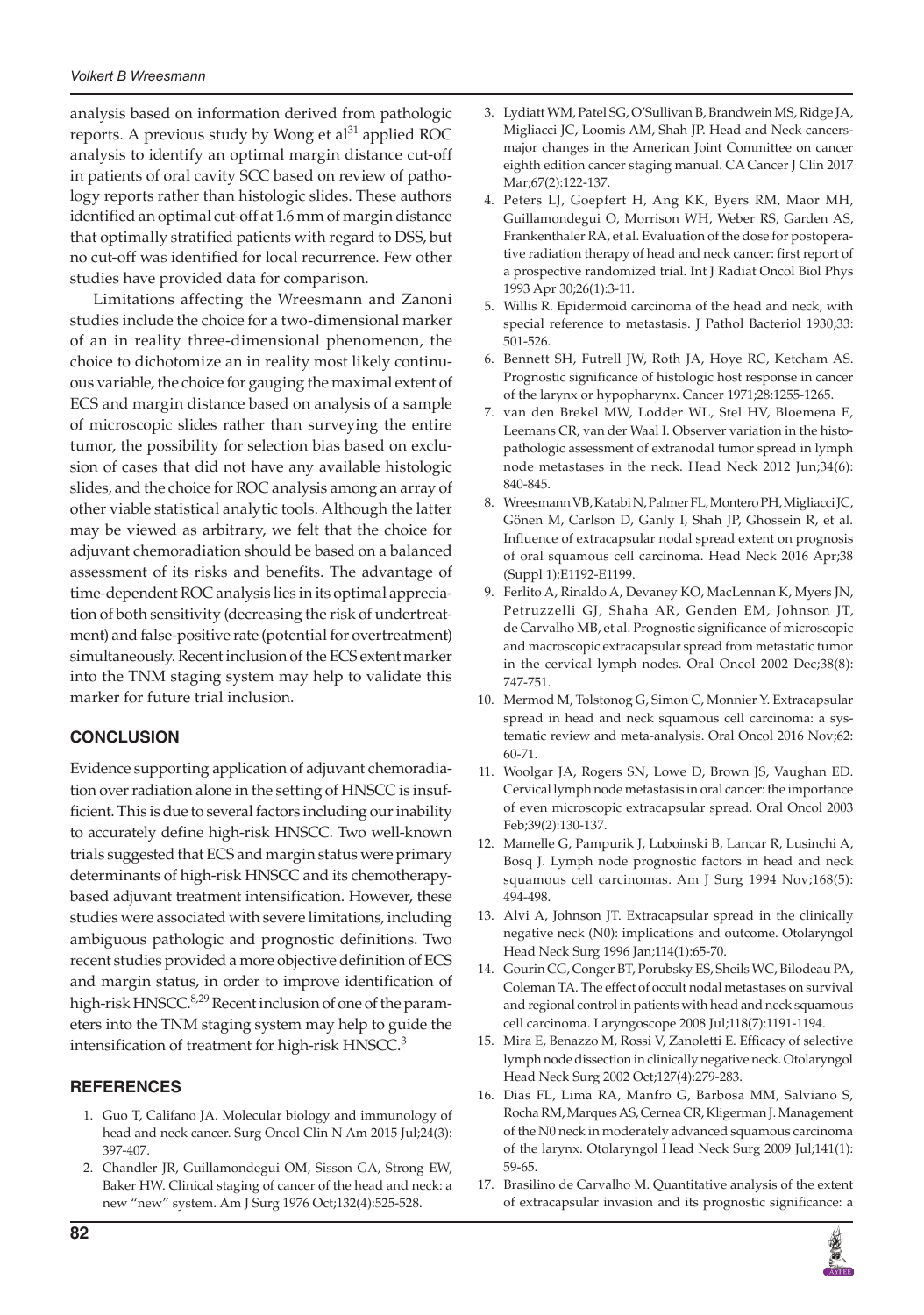analysis based on information derived from pathologic reports. A previous study by Wong et al[31] applied ROC analysis to identify an optimal margin distance cut-off in patients of oral cavity SCC based on review of pathology reports rather than histologic slides. These authors identified an optimal cut-off at 1.6 mm of margin distance that optimally stratified patients with regard to DSS, but no cut-off was identified for local recurrence. Few other studies have provided data for comparison.

Limitations affecting the Wreesmann and Zanoni studies include the choice for a two-dimensional marker of an in reality three-dimensional phenomenon, the choice to dichotomize an in reality most likely continuous variable, the choice for gauging the maximal extent of ECS and margin distance based on analysis of a sample of microscopic slides rather than surveying the entire tumor, the possibility for selection bias based on exclusion of cases that did not have any available histologic slides, and the choice for ROC analysis among an array of other viable statistical analytic tools. Although the latter may be viewed as arbitrary, we felt that the choice for adjuvant chemoradiation should be based on a balanced assessment of its risks and benefits. The advantage of time-dependent ROC analysis lies in its optimal appreciation of both sensitivity (decreasing the risk of undertreatment) and false-positive rate (potential for overtreatment) simultaneously. Recent inclusion of the ECS extent marker into the TNM staging system may help to validate this marker for future trial inclusion.

## CONCLUSION

Evidence supporting application of adjuvant chemoradiation over radiation alone in the setting of HNSCC is insufficient. This is due to several factors including our inability to accurately define high-risk HNSCC. Two well-known trials suggested that ECS and margin status were primary determinants of high-risk HNSCC and its chemotherapy-based adjuvant treatment intensification. However, these studies were associated with severe limitations, including ambiguous pathologic and prognostic definitions. Two recent studies provided a more objective definition of ECS and margin status, in order to improve identification of high-risk HNSCC.[8,29] Recent inclusion of one of the parameters into the TNM staging system may help to guide the intensification of treatment for high-risk HNSCC.[3]

## REFERENCES

1. Guo T, Califano JA. Molecular biology and immunology of head and neck cancer. Surg Oncol Clin N Am 2015 Jul;24(3): 397-407.
2. Chandler JR, Guillamondegui OM, Sisson GA, Strong EW, Baker HW. Clinical staging of cancer of the head and neck: a new "new" system. Am J Surg 1976 Oct;132(4):525-528.
3. Lydiatt WM, Patel SG, O'Sullivan B, Brandwein MS, Ridge JA, Migliacci JC, Loomis AM, Shah JP. Head and Neck cancers-major changes in the American Joint Committee on cancer eighth edition cancer staging manual. CA Cancer J Clin 2017 Mar;67(2):122-137.
4. Peters LJ, Goepfert H, Ang KK, Byers RM, Maor MH, Guillamondegui O, Morrison WH, Weber RS, Garden AS, Frankenthaler RA, et al. Evaluation of the dose for postoperative radiation therapy of head and neck cancer: first report of a prospective randomized trial. Int J Radiat Oncol Biol Phys 1993 Apr 30;26(1):3-11.
5. Willis R. Epidermoid carcinoma of the head and neck, with special reference to metastasis. J Pathol Bacteriol 1930;33: 501-526.
6. Bennett SH, Futrell JW, Roth JA, Hoye RC, Ketcham AS. Prognostic significance of histologic host response in cancer of the larynx or hypopharynx. Cancer 1971;28:1255-1265.
7. van den Brekel MW, Lodder WL, Stel HV, Bloemena E, Leemans CR, van der Waal I. Observer variation in the histopathologic assessment of extranodal tumor spread in lymph node metastases in the neck. Head Neck 2012 Jun;34(6): 840-845.
8. Wreesmann VB, Katabi N, Palmer FL, Montero PH, Migliacci JC, Gönen M, Carlson D, Ganly I, Shah JP, Ghossein R, et al. Influence of extracapsular nodal spread extent on prognosis of oral squamous cell carcinoma. Head Neck 2016 Apr;38 (Suppl 1):E1192-E1199.
9. Ferlito A, Rinaldo A, Devaney KO, MacLennan K, Myers JN, Petruzzelli GJ, Shaha AR, Genden EM, Johnson JT, de Carvalho MB, et al. Prognostic significance of microscopic and macroscopic extracapsular spread from metastatic tumor in the cervical lymph nodes. Oral Oncol 2002 Dec;38(8): 747-751.
10. Mermod M, Tolstonog G, Simon C, Monnier Y. Extracapsular spread in head and neck squamous cell carcinoma: a systematic review and meta-analysis. Oral Oncol 2016 Nov;62: 60-71.
11. Woolgar JA, Rogers SN, Lowe D, Brown JS, Vaughan ED. Cervical lymph node metastasis in oral cancer: the importance of even microscopic extracapsular spread. Oral Oncol 2003 Feb;39(2):130-137.
12. Mamelle G, Pampurik J, Luboinski B, Lancar R, Lusinchi A, Bosq J. Lymph node prognostic factors in head and neck squamous cell carcinomas. Am J Surg 1994 Nov;168(5): 494-498.
13. Alvi A, Johnson JT. Extracapsular spread in the clinically negative neck (N0): implications and outcome. Otolaryngol Head Neck Surg 1996 Jan;114(1):65-70.
14. Gourin CG, Conger BT, Porubsky ES, Sheils WC, Bilodeau PA, Coleman TA. The effect of occult nodal metastases on survival and regional control in patients with head and neck squamous cell carcinoma. Laryngoscope 2008 Jul;118(7):1191-1194.
15. Mira E, Benazzo M, Rossi V, Zanoletti E. Efficacy of selective lymph node dissection in clinically negative neck. Otolaryngol Head Neck Surg 2002 Oct;127(4):279-283.
16. Dias FL, Lima RA, Manfro G, Barbosa MM, Salviano S, Rocha RM, Marques AS, Cernea CR, Kligerman J. Management of the N0 neck in moderately advanced squamous carcinoma of the larynx. Otolaryngol Head Neck Surg 2009 Jul;141(1): 59-65.
17. Brasilino de Carvalho M. Quantitative analysis of the extent of extracapsular invasion and its prognostic significance: a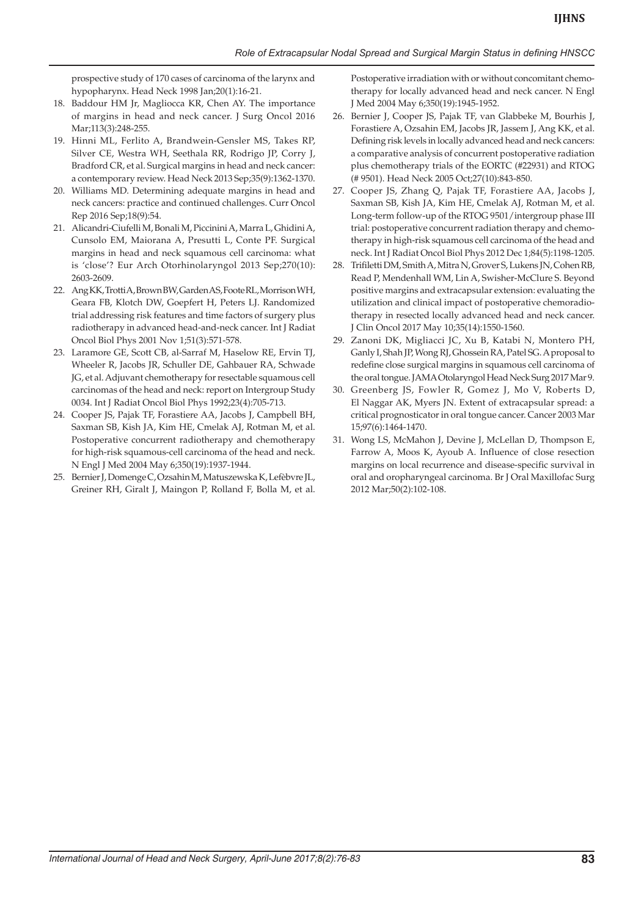prospective study of 170 cases of carcinoma of the larynx and hypopharynx. Head Neck 1998 Jan;20(1):16-21.

18. Baddour HM Jr, Magliocca KR, Chen AY. The importance of margins in head and neck cancer. J Surg Oncol 2016 Mar;113(3):248-255.
19. Hinni ML, Ferlito A, Brandwein-Gensler MS, Takes RP, Silver CE, Westra WH, Seethala RR, Rodrigo JP, Corry J, Bradford CR, et al. Surgical margins in head and neck cancer: a contemporary review. Head Neck 2013 Sep;35(9):1362-1370.
20. Williams MD. Determining adequate margins in head and neck cancers: practice and continued challenges. Curr Oncol Rep 2016 Sep;18(9):54.
21. Alicandri-Ciufelli M, Bonali M, Piccinini A, Marra L, Ghidini A, Cunsolo EM, Maiorana A, Presutti L, Conte PF. Surgical margins in head and neck squamous cell carcinoma: what is 'close'? Eur Arch Otorhinolaryngol 2013 Sep;270(10): 2603-2609.
22. Ang KK, Trotti A, Brown BW, Garden AS, Foote RL, Morrison WH, Geara FB, Klotch DW, Goepfert H, Peters LJ. Randomized trial addressing risk features and time factors of surgery plus radiotherapy in advanced head-and-neck cancer. Int J Radiat Oncol Biol Phys 2001 Nov 1;51(3):571-578.
23. Laramore GE, Scott CB, al-Sarraf M, Haselow RE, Ervin TJ, Wheeler R, Jacobs JR, Schuller DE, Gahbauer RA, Schwade JG, et al. Adjuvant chemotherapy for resectable squamous cell carcinomas of the head and neck: report on Intergroup Study 0034. Int J Radiat Oncol Biol Phys 1992;23(4):705-713.
24. Cooper JS, Pajak TF, Forastiere AA, Jacobs J, Campbell BH, Saxman SB, Kish JA, Kim HE, Cmelak AJ, Rotman M, et al. Postoperative concurrent radiotherapy and chemotherapy for high-risk squamous-cell carcinoma of the head and neck. N Engl J Med 2004 May 6;350(19):1937-1944.
25. Bernier J, Domenge C, Ozsahin M, Matuszewska K, Lefèbvre JL, Greiner RH, Giralt J, Maingon P, Rolland F, Bolla M, et al. Postoperative irradiation with or without concomitant chemotherapy for locally advanced head and neck cancer. N Engl J Med 2004 May 6;350(19):1945-1952.
26. Bernier J, Cooper JS, Pajak TF, van Glabbeke M, Bourhis J, Forastiere A, Ozsahin EM, Jacobs JR, Jassem J, Ang KK, et al. Defining risk levels in locally advanced head and neck cancers: a comparative analysis of concurrent postoperative radiation plus chemotherapy trials of the EORTC (#22931) and RTOG (# 9501). Head Neck 2005 Oct;27(10):843-850.
27. Cooper JS, Zhang Q, Pajak TF, Forastiere AA, Jacobs J, Saxman SB, Kish JA, Kim HE, Cmelak AJ, Rotman M, et al. Long-term follow-up of the RTOG 9501/intergroup phase III trial: postoperative concurrent radiation therapy and chemotherapy in high-risk squamous cell carcinoma of the head and neck. Int J Radiat Oncol Biol Phys 2012 Dec 1;84(5):1198-1205.
28. Trifiletti DM, Smith A, Mitra N, Grover S, Lukens JN, Cohen RB, Read P, Mendenhall WM, Lin A, Swisher-McClure S. Beyond positive margins and extracapsular extension: evaluating the utilization and clinical impact of postoperative chemoradiotherapy in resected locally advanced head and neck cancer. J Clin Oncol 2017 May 10;35(14):1550-1560.
29. Zanoni DK, Migliacci JC, Xu B, Katabi N, Montero PH, Ganly I, Shah JP, Wong RJ, Ghossein RA, Patel SG. A proposal to redefine close surgical margins in squamous cell carcinoma of the oral tongue. JAMA Otolaryngol Head Neck Surg 2017 Mar 9.
30. Greenberg JS, Fowler R, Gomez J, Mo V, Roberts D, El Naggar AK, Myers JN. Extent of extracapsular spread: a critical prognosticator in oral tongue cancer. Cancer 2003 Mar 15;97(6):1464-1470.
31. Wong LS, McMahon J, Devine J, McLellan D, Thompson E, Farrow A, Moos K, Ayoub A. Influence of close resection margins on local recurrence and disease-specific survival in oral and oropharyngeal carcinoma. Br J Oral Maxillofac Surg 2012 Mar;50(2):102-108.